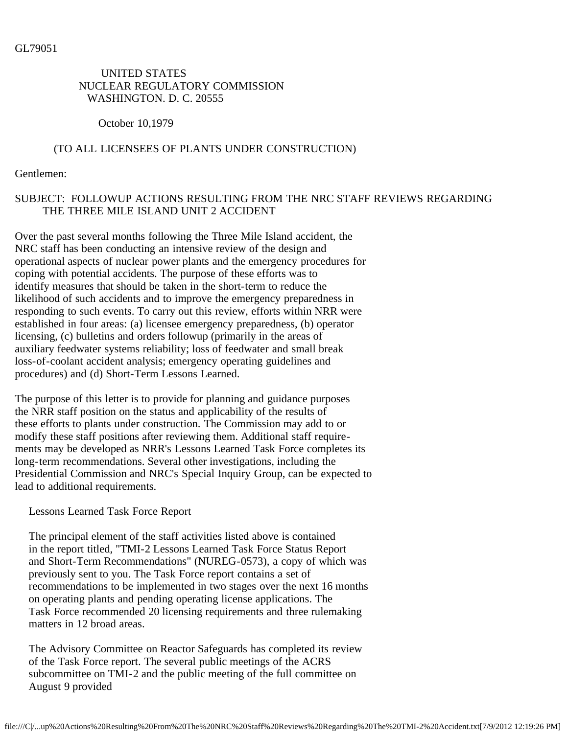GL79051

UNITED STATES
NUCLEAR REGULATORY COMMISSION
WASHINGTON. D. C. 20555

October 10,1979

(TO ALL LICENSEES OF PLANTS UNDER CONSTRUCTION)

Gentlemen:

SUBJECT: FOLLOWUP ACTIONS RESULTING FROM THE NRC STAFF REVIEWS REGARDING THE THREE MILE ISLAND UNIT 2 ACCIDENT

Over the past several months following the Three Mile Island accident, the NRC staff has been conducting an intensive review of the design and operational aspects of nuclear power plants and the emergency procedures for coping with potential accidents. The purpose of these efforts was to identify measures that should be taken in the short-term to reduce the likelihood of such accidents and to improve the emergency preparedness in responding to such events. To carry out this review, efforts within NRR were established in four areas: (a) licensee emergency preparedness, (b) operator licensing, (c) bulletins and orders followup (primarily in the areas of auxiliary feedwater systems reliability; loss of feedwater and small break loss-of-coolant accident analysis; emergency operating guidelines and procedures) and (d) Short-Term Lessons Learned.

The purpose of this letter is to provide for planning and guidance purposes the NRR staff position on the status and applicability of the results of these efforts to plants under construction. The Commission may add to or modify these staff positions after reviewing them. Additional staff requirements may be developed as NRR's Lessons Learned Task Force completes its long-term recommendations. Several other investigations, including the Presidential Commission and NRC's Special Inquiry Group, can be expected to lead to additional requirements.

Lessons Learned Task Force Report

The principal element of the staff activities listed above is contained in the report titled, "TMI-2 Lessons Learned Task Force Status Report and Short-Term Recommendations" (NUREG-0573), a copy of which was previously sent to you. The Task Force report contains a set of recommendations to be implemented in two stages over the next 16 months on operating plants and pending operating license applications. The Task Force recommended 20 licensing requirements and three rulemaking matters in 12 broad areas.

The Advisory Committee on Reactor Safeguards has completed its review of the Task Force report. The several public meetings of the ACRS subcommittee on TMI-2 and the public meeting of the full committee on August 9 provided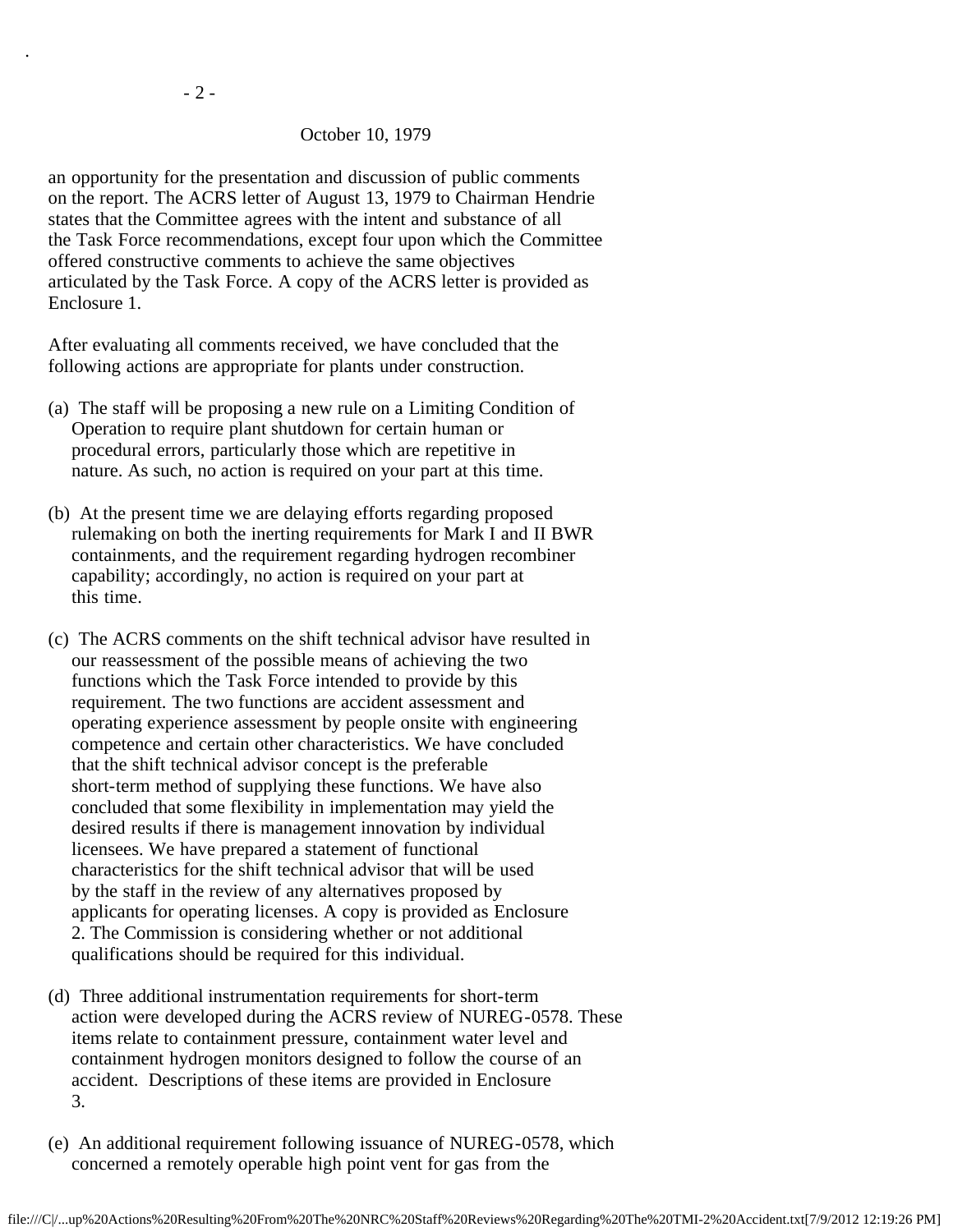October 10, 1979

an opportunity for the presentation and discussion of public comments on the report. The ACRS letter of August 13, 1979 to Chairman Hendrie states that the Committee agrees with the intent and substance of all the Task Force recommendations, except four upon which the Committee offered constructive comments to achieve the same objectives articulated by the Task Force. A copy of the ACRS letter is provided as Enclosure 1.

After evaluating all comments received, we have concluded that the following actions are appropriate for plants under construction.

(a) The staff will be proposing a new rule on a Limiting Condition of Operation to require plant shutdown for certain human or procedural errors, particularly those which are repetitive in nature. As such, no action is required on your part at this time.

(b) At the present time we are delaying efforts regarding proposed rulemaking on both the inerting requirements for Mark I and II BWR containments, and the requirement regarding hydrogen recombiner capability; accordingly, no action is required on your part at this time.

(c) The ACRS comments on the shift technical advisor have resulted in our reassessment of the possible means of achieving the two functions which the Task Force intended to provide by this requirement. The two functions are accident assessment and operating experience assessment by people onsite with engineering competence and certain other characteristics. We have concluded that the shift technical advisor concept is the preferable short-term method of supplying these functions. We have also concluded that some flexibility in implementation may yield the desired results if there is management innovation by individual licensees. We have prepared a statement of functional characteristics for the shift technical advisor that will be used by the staff in the review of any alternatives proposed by applicants for operating licenses. A copy is provided as Enclosure 2. The Commission is considering whether or not additional qualifications should be required for this individual.

(d) Three additional instrumentation requirements for short-term action were developed during the ACRS review of NUREG-0578. These items relate to containment pressure, containment water level and containment hydrogen monitors designed to follow the course of an accident. Descriptions of these items are provided in Enclosure 3.

(e) An additional requirement following issuance of NUREG-0578, which concerned a remotely operable high point vent for gas from the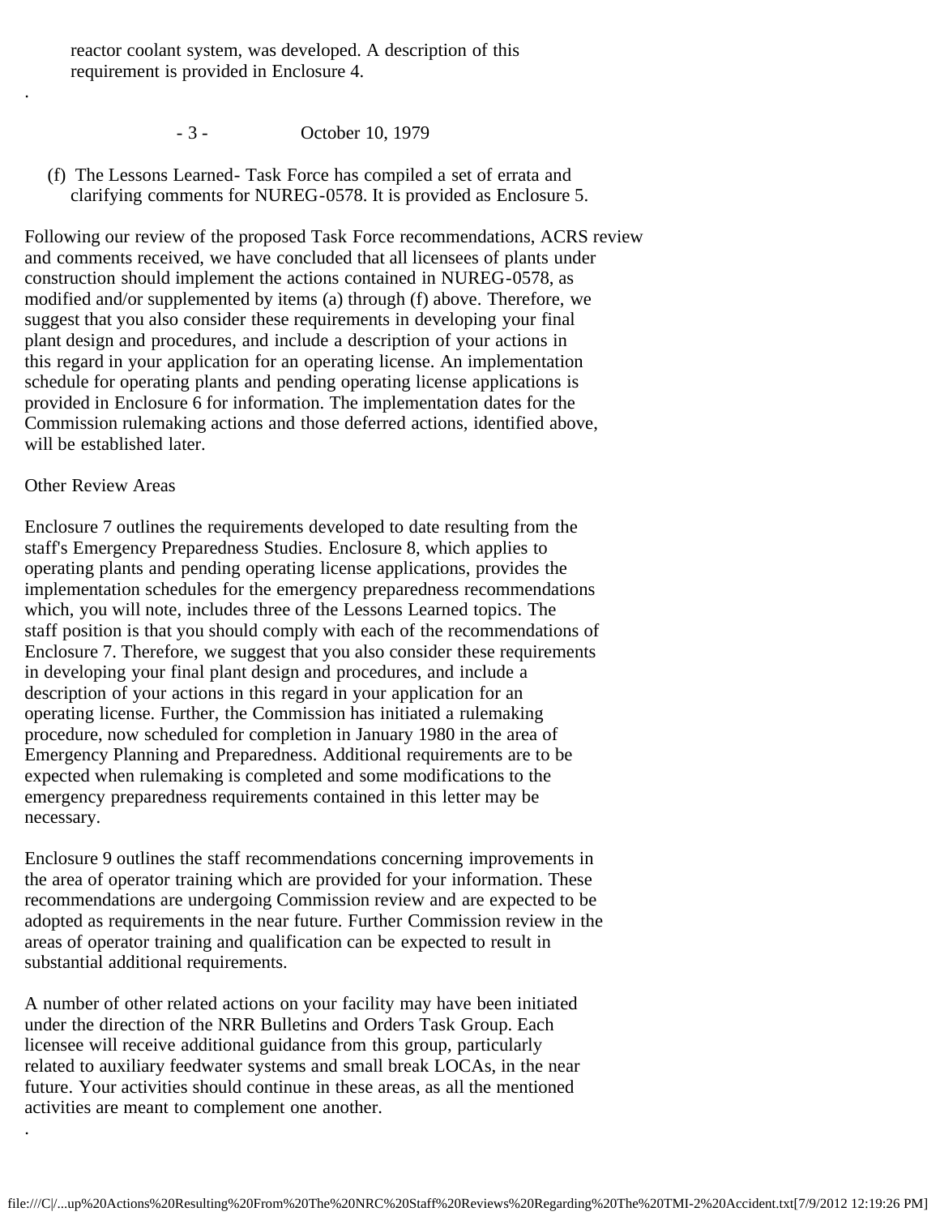reactor coolant system, was developed. A description of this requirement is provided in Enclosure 4.

(f) The Lessons Learned- Task Force has compiled a set of errata and clarifying comments for NUREG-0578. It is provided as Enclosure 5.

Following our review of the proposed Task Force recommendations, ACRS review and comments received, we have concluded that all licensees of plants under construction should implement the actions contained in NUREG-0578, as modified and/or supplemented by items (a) through (f) above. Therefore, we suggest that you also consider these requirements in developing your final plant design and procedures, and include a description of your actions in this regard in your application for an operating license. An implementation schedule for operating plants and pending operating license applications is provided in Enclosure 6 for information. The implementation dates for the Commission rulemaking actions and those deferred actions, identified above, will be established later.

Other Review Areas

Enclosure 7 outlines the requirements developed to date resulting from the staff's Emergency Preparedness Studies. Enclosure 8, which applies to operating plants and pending operating license applications, provides the implementation schedules for the emergency preparedness recommendations which, you will note, includes three of the Lessons Learned topics. The staff position is that you should comply with each of the recommendations of Enclosure 7. Therefore, we suggest that you also consider these requirements in developing your final plant design and procedures, and include a description of your actions in this regard in your application for an operating license. Further, the Commission has initiated a rulemaking procedure, now scheduled for completion in January 1980 in the area of Emergency Planning and Preparedness. Additional requirements are to be expected when rulemaking is completed and some modifications to the emergency preparedness requirements contained in this letter may be necessary.

Enclosure 9 outlines the staff recommendations concerning improvements in the area of operator training which are provided for your information. These recommendations are undergoing Commission review and are expected to be adopted as requirements in the near future. Further Commission review in the areas of operator training and qualification can be expected to result in substantial additional requirements.

A number of other related actions on your facility may have been initiated under the direction of the NRR Bulletins and Orders Task Group. Each licensee will receive additional guidance from this group, particularly related to auxiliary feedwater systems and small break LOCAs, in the near future. Your activities should continue in these areas, as all the mentioned activities are meant to complement one another.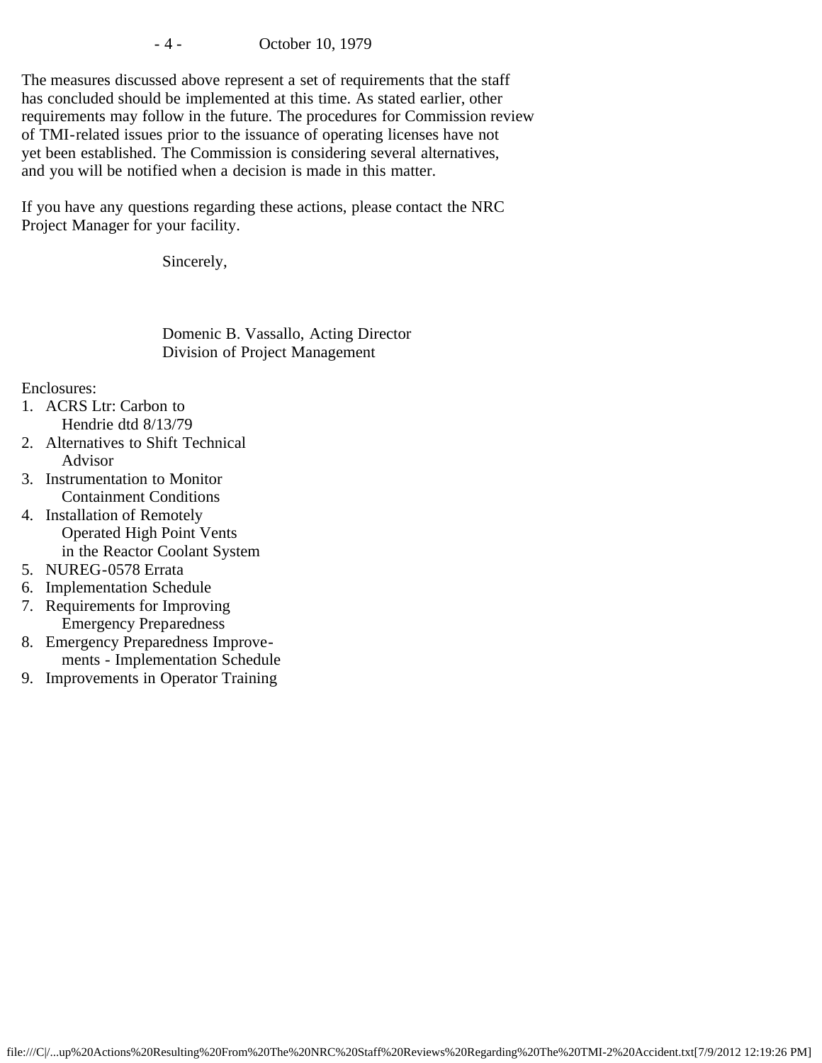The measures discussed above represent a set of requirements that the staff has concluded should be implemented at this time. As stated earlier, other requirements may follow in the future. The procedures for Commission review of TMI-related issues prior to the issuance of operating licenses have not yet been established. The Commission is considering several alternatives, and you will be notified when a decision is made in this matter.

If you have any questions regarding these actions, please contact the NRC Project Manager for your facility.

Sincerely,

Domenic B. Vassallo, Acting Director
Division of Project Management

Enclosures:

1. ACRS Ltr: Carbon to Hendrie dtd 8/13/79
2. Alternatives to Shift Technical Advisor
3. Instrumentation to Monitor Containment Conditions
4. Installation of Remotely Operated High Point Vents in the Reactor Coolant System
5. NUREG-0578 Errata
6. Implementation Schedule
7. Requirements for Improving Emergency Preparedness
8. Emergency Preparedness Improvements - Implementation Schedule
9. Improvements in Operator Training